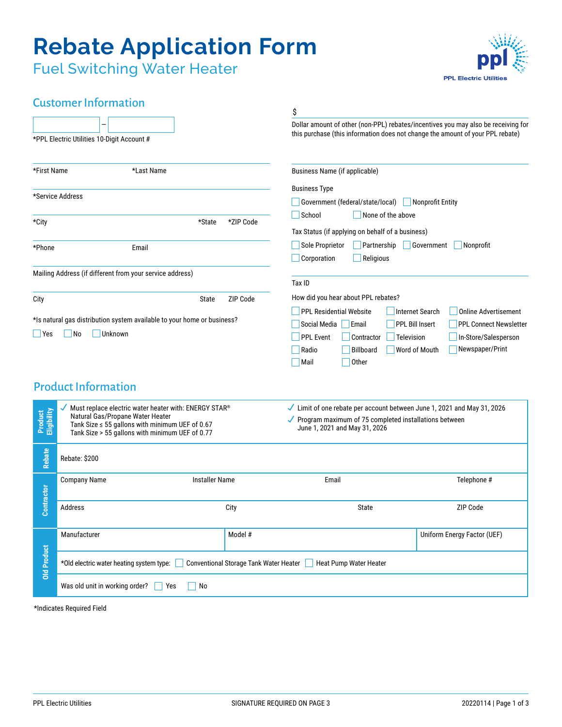# Rebate Application Form

## Fuel Switching Water Heater

PPL Electric Utilities

## Customer Information

\_\_\_\_\_\_\_\_\_\_ – \_\_\_\_\_\_\_\_\_\_
*PPL Electric Utilities 10-Digit Account #

*First Name *Last Name

*Service Address

*City *State *ZIP Code

*Phone Email

Mailing Address (if different from your service address)

City State ZIP Code

*Is natural gas distribution system available to your home or business?

☐ Yes ☐ No ☐ Unknown

$

Dollar amount of other (non-PPL) rebates/incentives you may also be receiving for this purchase (this information does not change the amount of your PPL rebate)

Business Name (if applicable)

Business Type

☐ Government (federal/state/local) ☐ Nonprofit Entity
☐ School ☐ None of the above

Tax Status (if applying on behalf of a business)

☐ Sole Proprietor ☐ Partnership ☐ Government ☐ Nonprofit
☐ Corporation ☐ Religious

Tax ID

How did you hear about PPL rebates?

☐ PPL Residential Website ☐ Internet Search ☐ Online Advertisement
☐ Social Media ☐ Email ☐ PPL Bill Insert ☐ PPL Connect Newsletter
☐ PPL Event ☐ Contractor ☐ Television ☐ In-Store/Salesperson
☐ Radio ☐ Billboard ☐ Word of Mouth ☐ Newspaper/Print
☐ Mail ☐ Other

## Product Information

| | | | | |
|---|---|---|---|---|
| **Product Eligibility** | ✓ Must replace electric water heater with: ENERGY STAR® Natural Gas/Propane Water Heater<br>Tank Size ≤ 55 gallons with minimum UEF of 0.67<br>Tank Size > 55 gallons with minimum UEF of 0.77 | | ✓ Limit of one rebate per account between June 1, 2021 and May 31, 2026<br>✓ Program maximum of 75 completed installations between June 1, 2021 and May 31, 2026 | |
| **Rebate** | Rebate: $200 | | | |
| **Contractor** | Company Name | Installer Name | Email | Telephone # |
| | Address | City | State | ZIP Code |
| **Old Product** | Manufacturer | Model # | Uniform Energy Factor (UEF) | |
| | *Old electric water heating system type: ☐ Conventional Storage Tank Water Heater ☐ Heat Pump Water Heater | | | |
| | Was old unit in working order? ☐ Yes ☐ No | | | |

*Indicates Required Field

SIGNATURE REQUIRED ON PAGE 3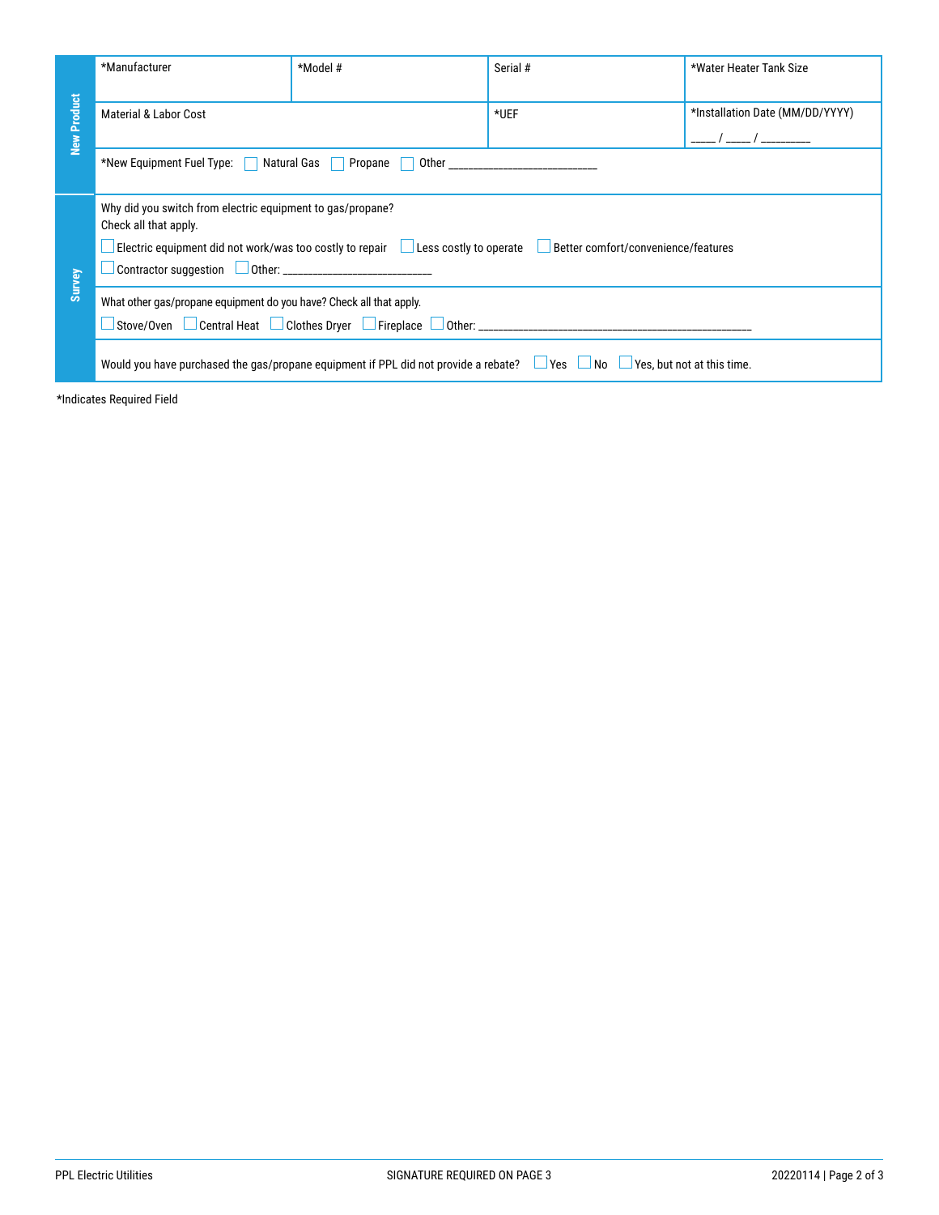## New Product

| *Manufacturer | *Model # | Serial # | *Water Heater Tank Size |
|---|---|---|---|
| Material & Labor Cost | | *UEF | *Installation Date (MM/DD/YYYY) ____ / ____ / ________ |

*New Equipment Fuel Type: ☐ Natural Gas ☐ Propane ☐ Other ___________________________

## Survey

Why did you switch from electric equipment to gas/propane?
Check all that apply.

☐ Electric equipment did not work/was too costly to repair ☐ Less costly to operate ☐ Better comfort/convenience/features
☐ Contractor suggestion ☐ Other: ___________________________

What other gas/propane equipment do you have? Check all that apply.

☐ Stove/Oven ☐ Central Heat ☐ Clothes Dryer ☐ Fireplace ☐ Other: ___________________________________________________

Would you have purchased the gas/propane equipment if PPL did not provide a rebate? ☐ Yes ☐ No ☐ Yes, but not at this time.

*Indicates Required Field

PPL Electric Utilities SIGNATURE REQUIRED ON PAGE 3 20220114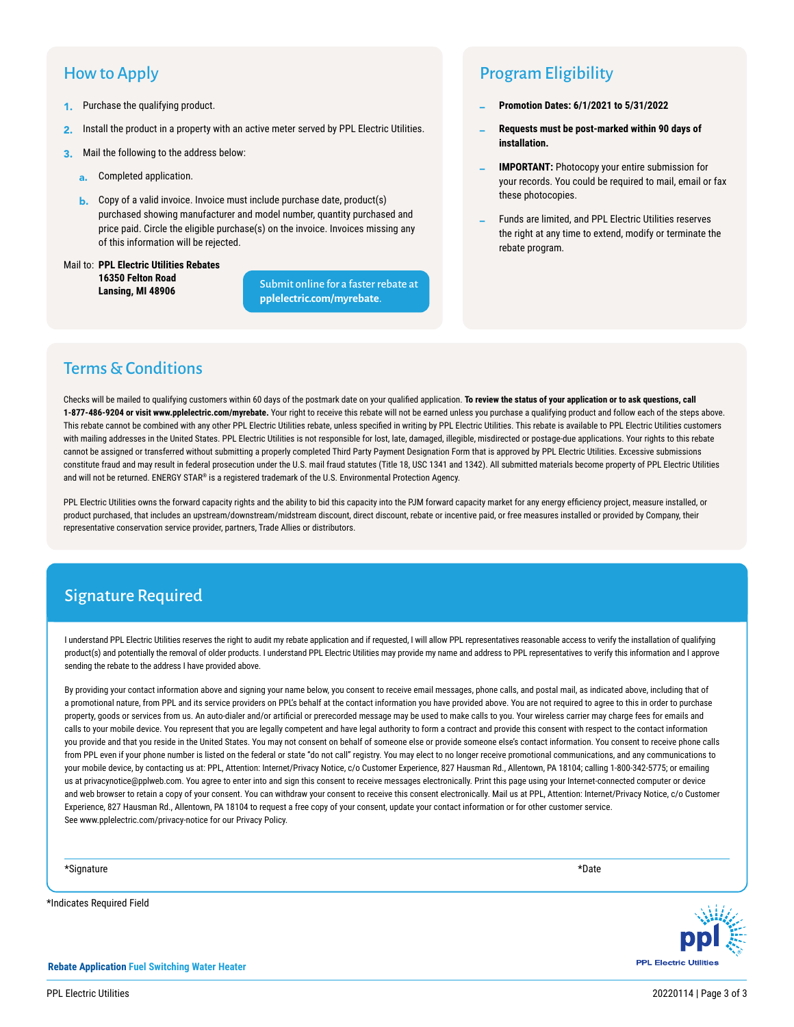## How to Apply

1. Purchase the qualifying product.
2. Install the product in a property with an active meter served by PPL Electric Utilities.
3. Mail the following to the address below:
   a. Completed application.
   b. Copy of a valid invoice. Invoice must include purchase date, product(s) purchased showing manufacturer and model number, quantity purchased and price paid. Circle the eligible purchase(s) on the invoice. Invoices missing any of this information will be rejected.

Mail to: **PPL Electric Utilities Rebates**
**16350 Felton Road**
**Lansing, MI 48906**

Submit online for a faster rebate at **pplelectric.com/myrebate**.

## Program Eligibility

- **Promotion Dates: 6/1/2021 to 5/31/2022**
- **Requests must be post-marked within 90 days of installation.**
- **IMPORTANT:** Photocopy your entire submission for your records. You could be required to mail, email or fax these photocopies.
- Funds are limited, and PPL Electric Utilities reserves the right at any time to extend, modify or terminate the rebate program.

## Terms & Conditions

Checks will be mailed to qualifying customers within 60 days of the postmark date on your qualified application. **To review the status of your application or to ask questions, call 1-877-486-9204 or visit www.pplelectric.com/myrebate.** Your right to receive this rebate will not be earned unless you purchase a qualifying product and follow each of the steps above. This rebate cannot be combined with any other PPL Electric Utilities rebate, unless specified in writing by PPL Electric Utilities. This rebate is available to PPL Electric Utilities customers with mailing addresses in the United States. PPL Electric Utilities is not responsible for lost, late, damaged, illegible, misdirected or postage-due applications. Your rights to this rebate cannot be assigned or transferred without submitting a properly completed Third Party Payment Designation Form that is approved by PPL Electric Utilities. Excessive submissions constitute fraud and may result in federal prosecution under the U.S. mail fraud statutes (Title 18, USC 1341 and 1342). All submitted materials become property of PPL Electric Utilities and will not be returned. ENERGY STAR® is a registered trademark of the U.S. Environmental Protection Agency.

PPL Electric Utilities owns the forward capacity rights and the ability to bid this capacity into the PJM forward capacity market for any energy efficiency project, measure installed, or product purchased, that includes an upstream/downstream/midstream discount, direct discount, rebate or incentive paid, or free measures installed or provided by Company, their representative conservation service provider, partners, Trade Allies or distributors.

## Signature Required

I understand PPL Electric Utilities reserves the right to audit my rebate application and if requested, I will allow PPL representatives reasonable access to verify the installation of qualifying product(s) and potentially the removal of older products. I understand PPL Electric Utilities may provide my name and address to PPL representatives to verify this information and I approve sending the rebate to the address I have provided above.

By providing your contact information above and signing your name below, you consent to receive email messages, phone calls, and postal mail, as indicated above, including that of a promotional nature, from PPL and its service providers on PPL's behalf at the contact information you have provided above. You are not required to agree to this in order to purchase property, goods or services from us. An auto-dialer and/or artificial or prerecorded message may be used to make calls to you. Your wireless carrier may charge fees for emails and calls to your mobile device. You represent that you are legally competent and have legal authority to form a contract and provide this consent with respect to the contact information you provide and that you reside in the United States. You may not consent on behalf of someone else or provide someone else's contact information. You consent to receive phone calls from PPL even if your phone number is listed on the federal or state "do not call" registry. You may elect to no longer receive promotional communications, and any communications to your mobile device, by contacting us at: PPL, Attention: Internet/Privacy Notice, c/o Customer Experience, 827 Hausman Rd., Allentown, PA 18104; calling 1-800-342-5775; or emailing us at privacynotice@pplweb.com. You agree to enter into and sign this consent to receive messages electronically. Print this page using your Internet-connected computer or device and web browser to retain a copy of your consent. You can withdraw your consent to receive this consent electronically. Mail us at PPL, Attention: Internet/Privacy Notice, c/o Customer Experience, 827 Hausman Rd., Allentown, PA 18104 to request a free copy of your consent, update your contact information or for other customer service. See www.pplelectric.com/privacy-notice for our Privacy Policy.

*Signature

*Date

*Indicates Required Field

PPL Electric Utilities

**Rebate Application** Fuel Switching Water Heater